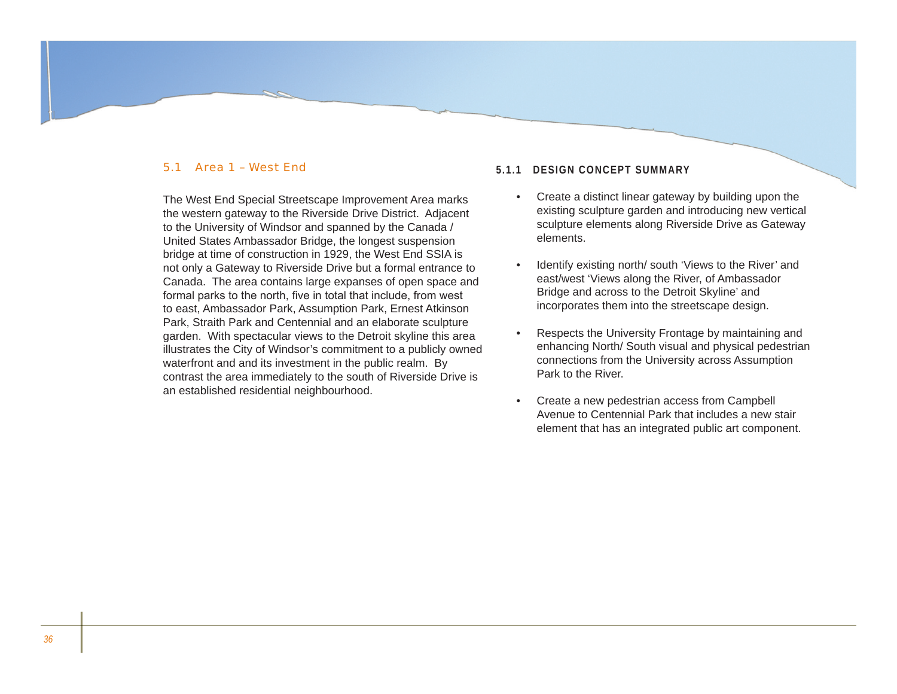## 5.1 Area 1 – West End

The West End Special Streetscape Improvement Area marks the western gateway to the Riverside Drive District. Adjacent to the University of Windsor and spanned by the Canada / United States Ambassador Bridge, the longest suspension bridge at time of construction in 1929, the West End SSIA is not only a Gateway to Riverside Drive but a formal entrance to Canada. The area contains large expanses of open space and formal parks to the north, five in total that include, from west to east, Ambassador Park, Assumption Park, Ernest Atkinson Park, Straith Park and Centennial and an elaborate sculpture garden. With spectacular views to the Detroit skyline this area illustrates the City of Windsor's commitment to a publicly owned waterfront and and its investment in the public realm. By contrast the area immediately to the south of Riverside Drive is an established residential neighbourhood.

### 5.1.1 DESIGN CONCEPT SUMMARY

- Create a distinct linear gateway by building upon the existing sculpture garden and introducing new vertical sculpture elements along Riverside Drive as Gateway elements.
- Identify existing north/ south 'Views to the River' and east/west 'Views along the River, of Ambassador Bridge and across to the Detroit Skyline' and incorporates them into the streetscape design.
- Respects the University Frontage by maintaining and enhancing North/ South visual and physical pedestrian connections from the University across Assumption Park to the River.
- Create a new pedestrian access from Campbell Avenue to Centennial Park that includes a new stair element that has an integrated public art component.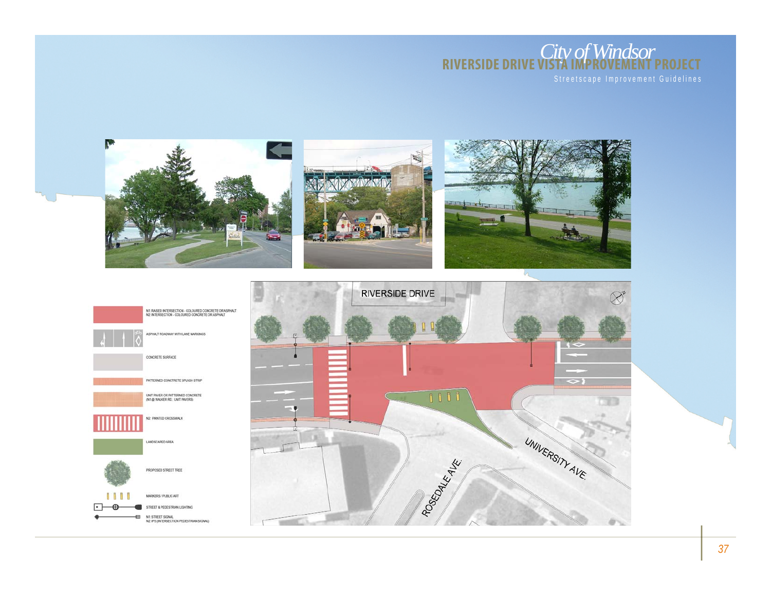City of Windsor

# RIVERSIDE DRIVE VISTA IMPROVEMENT PROJECT

Streetscape Improvement Guidelines

N1: RAISED INTERSECTION - COLOURED CONCRETE OR ASPHALT
N2: INTERSECTION - COLOURED CONCRETE OR ASPHALT

ASPHALT ROADWAY WITH LANE MARKINGS

CONCRETE SURFACE

PATTERNED CONCRETE SPLASH STRIP

UNIT PAVER OR PATTERNED CONCRETE
(N1 @ WALKER RD.: UNIT PAVERS)

N2: PAINTED CROSSWALK

LANDSCAPED AREA

PROPOSED STREET TREE

MARKERS / PUBLIC ART

STREET & PEDESTRIAN LIGHTING

N1: STREET SIGNAL
N2: IPS (INTERSECTION PEDESTRIAN SIGNAL)

RIVERSIDE DRIVE

UNIVERSITY AVE.

ROSEDALE AVE.